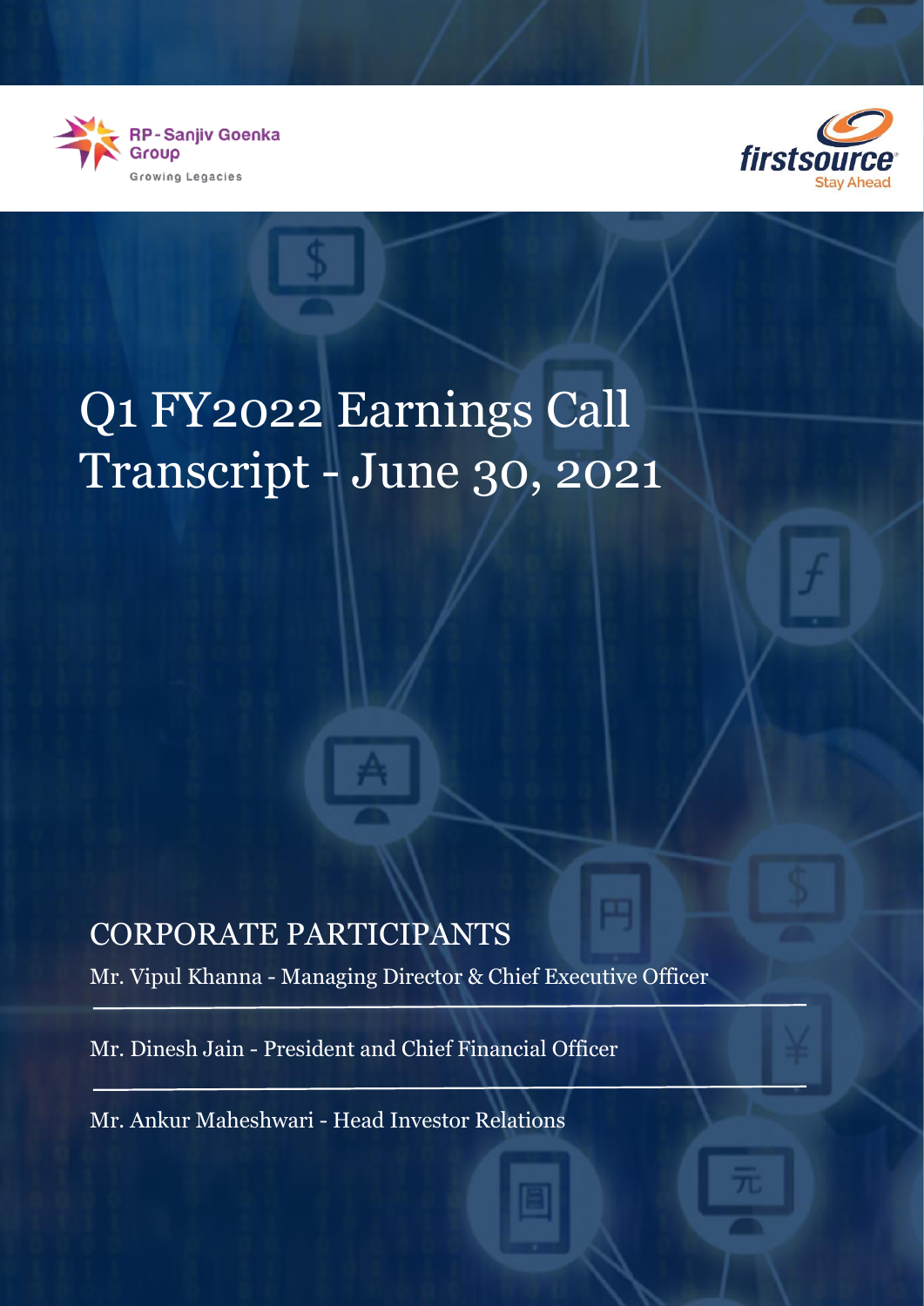RP - Sanjiv Goenka Group

Growing Legacies

firstsource

Stay Ahead

# Q1 FY2022 Earnings Call Transcript - June 30, 2021

## CORPORATE PARTICIPANTS

Mr. Vipul Khanna - Managing Director & Chief Executive Officer

Mr. Dinesh Jain - President and Chief Financial Officer

Mr. Ankur Maheshwari - Head Investor Relations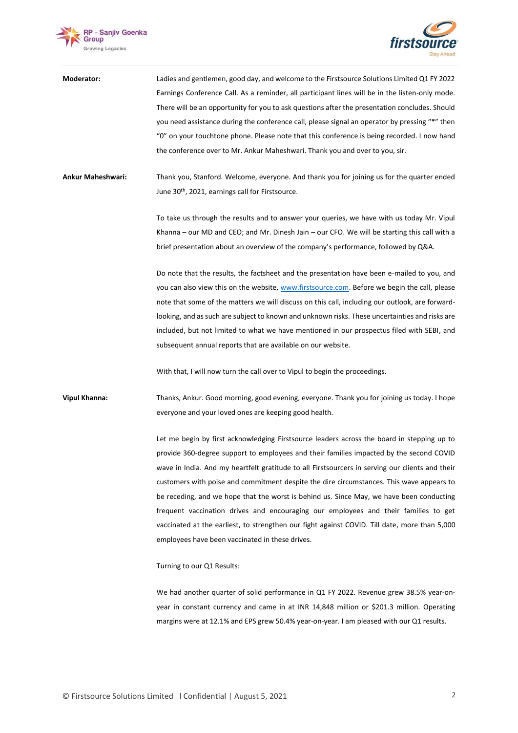**Moderator:** Ladies and gentlemen, good day, and welcome to the Firstsource Solutions Limited Q1 FY 2022 Earnings Conference Call. As a reminder, all participant lines will be in the listen-only mode. There will be an opportunity for you to ask questions after the presentation concludes. Should you need assistance during the conference call, please signal an operator by pressing "*" then "0" on your touchtone phone. Please note that this conference is being recorded. I now hand the conference over to Mr. Ankur Maheshwari. Thank you and over to you, sir.

**Ankur Maheshwari:** Thank you, Stanford. Welcome, everyone. And thank you for joining us for the quarter ended June 30th, 2021, earnings call for Firstsource.

To take us through the results and to answer your queries, we have with us today Mr. Vipul Khanna – our MD and CEO; and Mr. Dinesh Jain – our CFO. We will be starting this call with a brief presentation about an overview of the company's performance, followed by Q&A.

Do note that the results, the factsheet and the presentation have been e-mailed to you, and you can also view this on the website, www.firstsource.com. Before we begin the call, please note that some of the matters we will discuss on this call, including our outlook, are forward-looking, and as such are subject to known and unknown risks. These uncertainties and risks are included, but not limited to what we have mentioned in our prospectus filed with SEBI, and subsequent annual reports that are available on our website.

With that, I will now turn the call over to Vipul to begin the proceedings.

**Vipul Khanna:** Thanks, Ankur. Good morning, good evening, everyone. Thank you for joining us today. I hope everyone and your loved ones are keeping good health.

Let me begin by first acknowledging Firstsource leaders across the board in stepping up to provide 360-degree support to employees and their families impacted by the second COVID wave in India. And my heartfelt gratitude to all Firstsourcers in serving our clients and their customers with poise and commitment despite the dire circumstances. This wave appears to be receding, and we hope that the worst is behind us. Since May, we have been conducting frequent vaccination drives and encouraging our employees and their families to get vaccinated at the earliest, to strengthen our fight against COVID. Till date, more than 5,000 employees have been vaccinated in these drives.

Turning to our Q1 Results:

We had another quarter of solid performance in Q1 FY 2022. Revenue grew 38.5% year-on-year in constant currency and came in at INR 14,848 million or $201.3 million. Operating margins were at 12.1% and EPS grew 50.4% year-on-year. I am pleased with our Q1 results.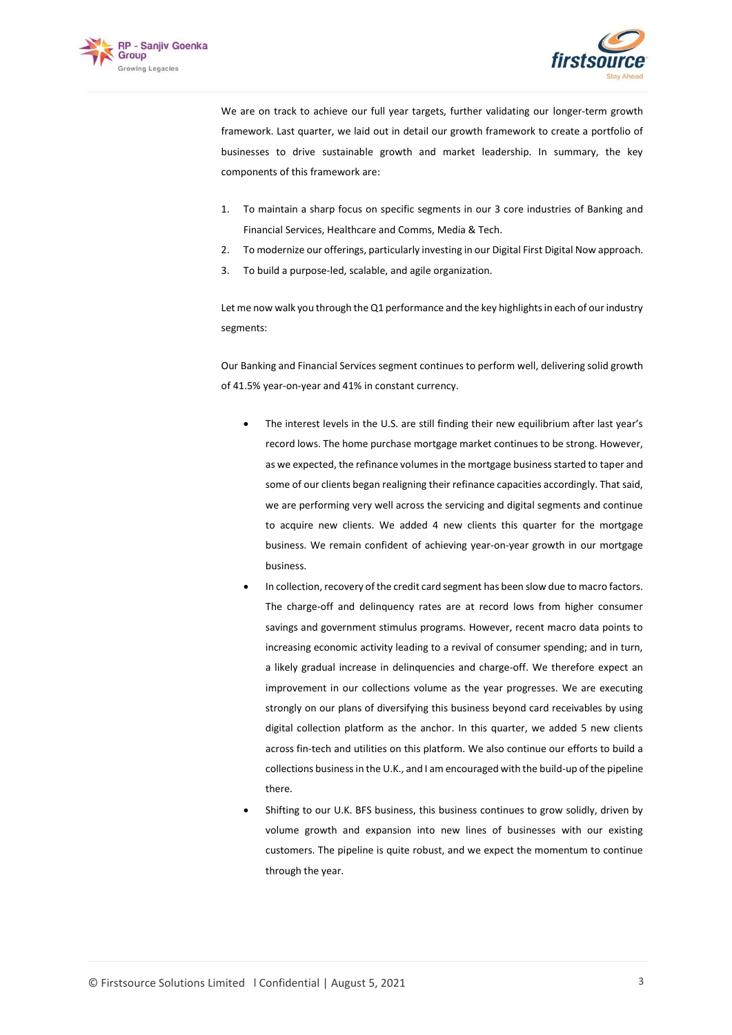We are on track to achieve our full year targets, further validating our longer-term growth framework. Last quarter, we laid out in detail our growth framework to create a portfolio of businesses to drive sustainable growth and market leadership. In summary, the key components of this framework are:

1. To maintain a sharp focus on specific segments in our 3 core industries of Banking and Financial Services, Healthcare and Comms, Media & Tech.
2. To modernize our offerings, particularly investing in our Digital First Digital Now approach.
3. To build a purpose-led, scalable, and agile organization.

Let me now walk you through the Q1 performance and the key highlights in each of our industry segments:

Our Banking and Financial Services segment continues to perform well, delivering solid growth of 41.5% year-on-year and 41% in constant currency.

- The interest levels in the U.S. are still finding their new equilibrium after last year's record lows. The home purchase mortgage market continues to be strong. However, as we expected, the refinance volumes in the mortgage business started to taper and some of our clients began realigning their refinance capacities accordingly. That said, we are performing very well across the servicing and digital segments and continue to acquire new clients. We added 4 new clients this quarter for the mortgage business. We remain confident of achieving year-on-year growth in our mortgage business.
- In collection, recovery of the credit card segment has been slow due to macro factors. The charge-off and delinquency rates are at record lows from higher consumer savings and government stimulus programs. However, recent macro data points to increasing economic activity leading to a revival of consumer spending; and in turn, a likely gradual increase in delinquencies and charge-off. We therefore expect an improvement in our collections volume as the year progresses. We are executing strongly on our plans of diversifying this business beyond card receivables by using digital collection platform as the anchor. In this quarter, we added 5 new clients across fin-tech and utilities on this platform. We also continue our efforts to build a collections business in the U.K., and I am encouraged with the build-up of the pipeline there.
- Shifting to our U.K. BFS business, this business continues to grow solidly, driven by volume growth and expansion into new lines of businesses with our existing customers. The pipeline is quite robust, and we expect the momentum to continue through the year.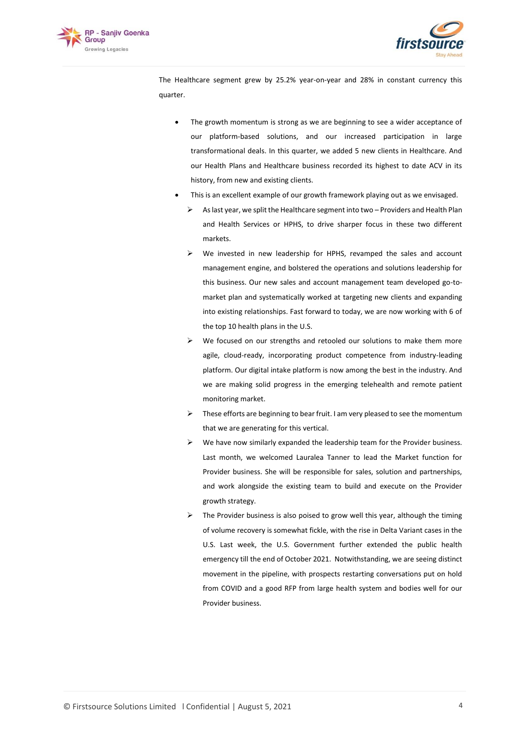The Healthcare segment grew by 25.2% year-on-year and 28% in constant currency this quarter.

- The growth momentum is strong as we are beginning to see a wider acceptance of our platform-based solutions, and our increased participation in large transformational deals. In this quarter, we added 5 new clients in Healthcare. And our Health Plans and Healthcare business recorded its highest to date ACV in its history, from new and existing clients.
- This is an excellent example of our growth framework playing out as we envisaged.
  - As last year, we split the Healthcare segment into two – Providers and Health Plan and Health Services or HPHS, to drive sharper focus in these two different markets.
  - We invested in new leadership for HPHS, revamped the sales and account management engine, and bolstered the operations and solutions leadership for this business. Our new sales and account management team developed go-to-market plan and systematically worked at targeting new clients and expanding into existing relationships. Fast forward to today, we are now working with 6 of the top 10 health plans in the U.S.
  - We focused on our strengths and retooled our solutions to make them more agile, cloud-ready, incorporating product competence from industry-leading platform. Our digital intake platform is now among the best in the industry. And we are making solid progress in the emerging telehealth and remote patient monitoring market.
  - These efforts are beginning to bear fruit. I am very pleased to see the momentum that we are generating for this vertical.
  - We have now similarly expanded the leadership team for the Provider business. Last month, we welcomed Lauralea Tanner to lead the Market function for Provider business. She will be responsible for sales, solution and partnerships, and work alongside the existing team to build and execute on the Provider growth strategy.
  - The Provider business is also poised to grow well this year, although the timing of volume recovery is somewhat fickle, with the rise in Delta Variant cases in the U.S. Last week, the U.S. Government further extended the public health emergency till the end of October 2021. Notwithstanding, we are seeing distinct movement in the pipeline, with prospects restarting conversations put on hold from COVID and a good RFP from large health system and bodies well for our Provider business.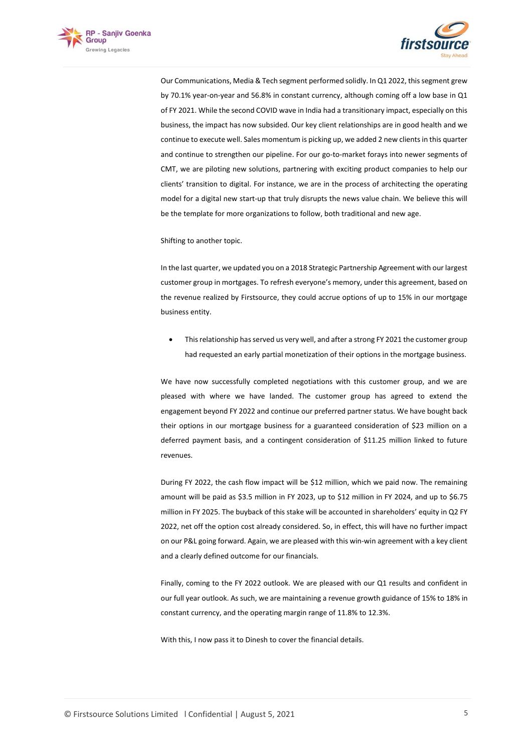Our Communications, Media & Tech segment performed solidly. In Q1 2022, this segment grew by 70.1% year-on-year and 56.8% in constant currency, although coming off a low base in Q1 of FY 2021. While the second COVID wave in India had a transitionary impact, especially on this business, the impact has now subsided. Our key client relationships are in good health and we continue to execute well. Sales momentum is picking up, we added 2 new clients in this quarter and continue to strengthen our pipeline. For our go-to-market forays into newer segments of CMT, we are piloting new solutions, partnering with exciting product companies to help our clients' transition to digital. For instance, we are in the process of architecting the operating model for a digital new start-up that truly disrupts the news value chain. We believe this will be the template for more organizations to follow, both traditional and new age.

Shifting to another topic.

In the last quarter, we updated you on a 2018 Strategic Partnership Agreement with our largest customer group in mortgages. To refresh everyone's memory, under this agreement, based on the revenue realized by Firstsource, they could accrue options of up to 15% in our mortgage business entity.

- This relationship has served us very well, and after a strong FY 2021 the customer group had requested an early partial monetization of their options in the mortgage business.

We have now successfully completed negotiations with this customer group, and we are pleased with where we have landed. The customer group has agreed to extend the engagement beyond FY 2022 and continue our preferred partner status. We have bought back their options in our mortgage business for a guaranteed consideration of $23 million on a deferred payment basis, and a contingent consideration of $11.25 million linked to future revenues.

During FY 2022, the cash flow impact will be $12 million, which we paid now. The remaining amount will be paid as $3.5 million in FY 2023, up to $12 million in FY 2024, and up to $6.75 million in FY 2025. The buyback of this stake will be accounted in shareholders' equity in Q2 FY 2022, net off the option cost already considered. So, in effect, this will have no further impact on our P&L going forward. Again, we are pleased with this win-win agreement with a key client and a clearly defined outcome for our financials.

Finally, coming to the FY 2022 outlook. We are pleased with our Q1 results and confident in our full year outlook. As such, we are maintaining a revenue growth guidance of 15% to 18% in constant currency, and the operating margin range of 11.8% to 12.3%.

With this, I now pass it to Dinesh to cover the financial details.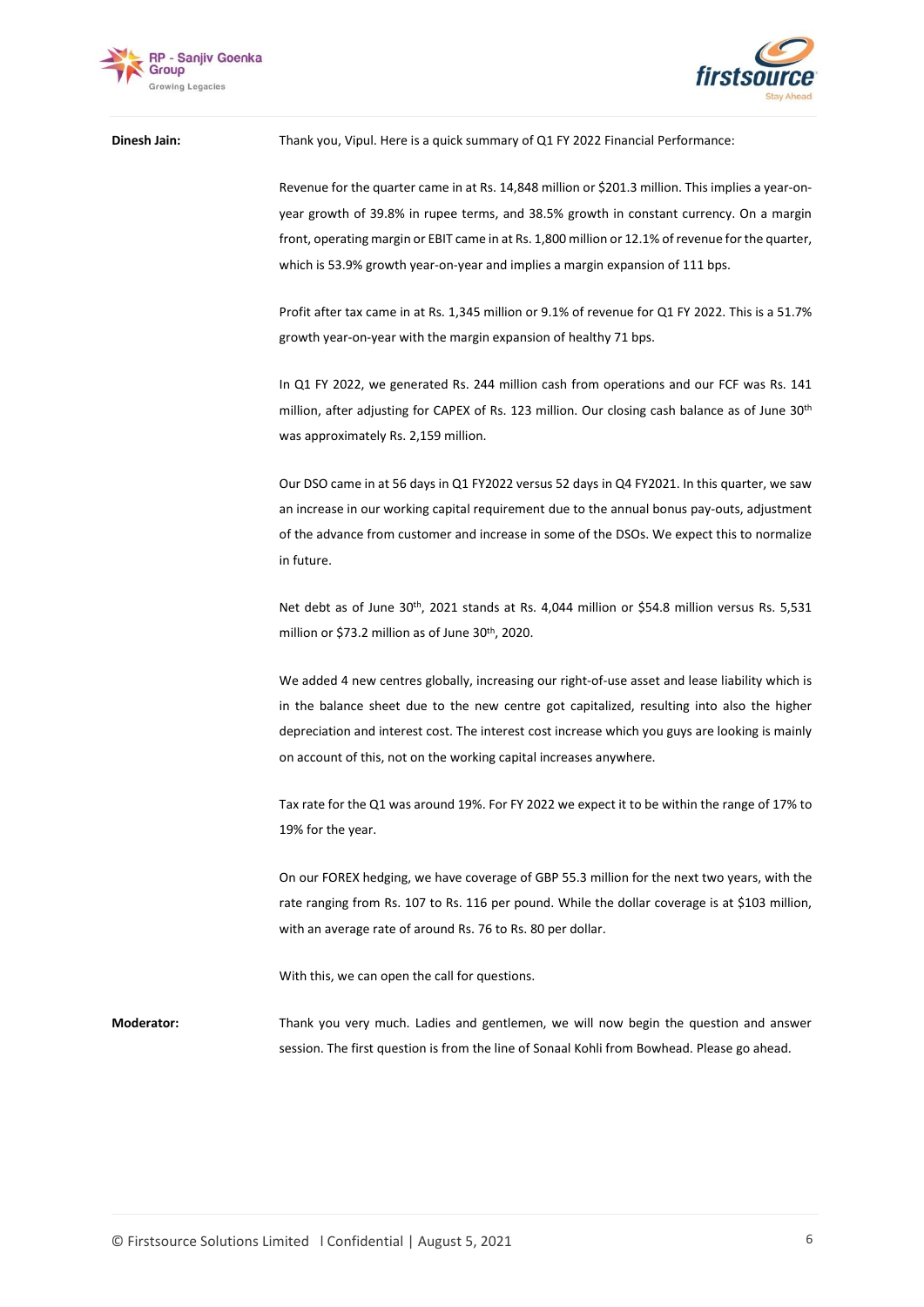**Dinesh Jain:** Thank you, Vipul. Here is a quick summary of Q1 FY 2022 Financial Performance:

Revenue for the quarter came in at Rs. 14,848 million or $201.3 million. This implies a year-on-year growth of 39.8% in rupee terms, and 38.5% growth in constant currency. On a margin front, operating margin or EBIT came in at Rs. 1,800 million or 12.1% of revenue for the quarter, which is 53.9% growth year-on-year and implies a margin expansion of 111 bps.

Profit after tax came in at Rs. 1,345 million or 9.1% of revenue for Q1 FY 2022. This is a 51.7% growth year-on-year with the margin expansion of healthy 71 bps.

In Q1 FY 2022, we generated Rs. 244 million cash from operations and our FCF was Rs. 141 million, after adjusting for CAPEX of Rs. 123 million. Our closing cash balance as of June 30th was approximately Rs. 2,159 million.

Our DSO came in at 56 days in Q1 FY2022 versus 52 days in Q4 FY2021. In this quarter, we saw an increase in our working capital requirement due to the annual bonus pay-outs, adjustment of the advance from customer and increase in some of the DSOs. We expect this to normalize in future.

Net debt as of June 30th, 2021 stands at Rs. 4,044 million or $54.8 million versus Rs. 5,531 million or $73.2 million as of June 30th, 2020.

We added 4 new centres globally, increasing our right-of-use asset and lease liability which is in the balance sheet due to the new centre got capitalized, resulting into also the higher depreciation and interest cost. The interest cost increase which you guys are looking is mainly on account of this, not on the working capital increases anywhere.

Tax rate for the Q1 was around 19%. For FY 2022 we expect it to be within the range of 17% to 19% for the year.

On our FOREX hedging, we have coverage of GBP 55.3 million for the next two years, with the rate ranging from Rs. 107 to Rs. 116 per pound. While the dollar coverage is at $103 million, with an average rate of around Rs. 76 to Rs. 80 per dollar.

With this, we can open the call for questions.

**Moderator:** Thank you very much. Ladies and gentlemen, we will now begin the question and answer session. The first question is from the line of Sonaal Kohli from Bowhead. Please go ahead.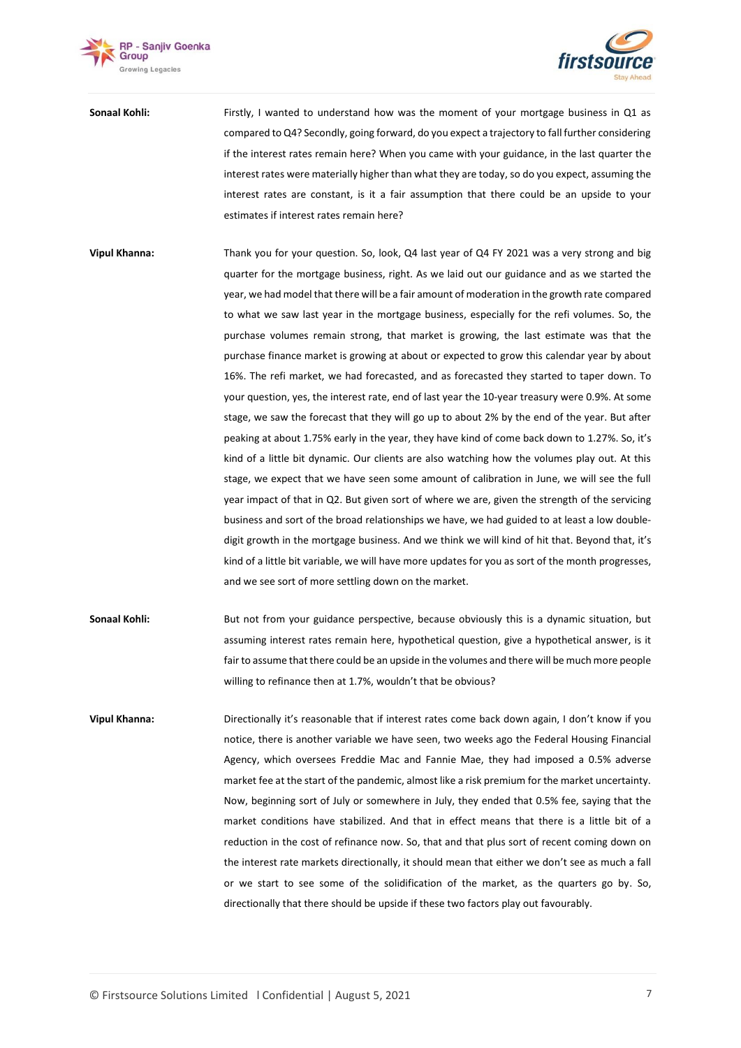**Sonaal Kohli:** Firstly, I wanted to understand how was the moment of your mortgage business in Q1 as compared to Q4? Secondly, going forward, do you expect a trajectory to fall further considering if the interest rates remain here? When you came with your guidance, in the last quarter the interest rates were materially higher than what they are today, so do you expect, assuming the interest rates are constant, is it a fair assumption that there could be an upside to your estimates if interest rates remain here?

**Vipul Khanna:** Thank you for your question. So, look, Q4 last year of Q4 FY 2021 was a very strong and big quarter for the mortgage business, right. As we laid out our guidance and as we started the year, we had model that there will be a fair amount of moderation in the growth rate compared to what we saw last year in the mortgage business, especially for the refi volumes. So, the purchase volumes remain strong, that market is growing, the last estimate was that the purchase finance market is growing at about or expected to grow this calendar year by about 16%. The refi market, we had forecasted, and as forecasted they started to taper down. To your question, yes, the interest rate, end of last year the 10-year treasury were 0.9%. At some stage, we saw the forecast that they will go up to about 2% by the end of the year. But after peaking at about 1.75% early in the year, they have kind of come back down to 1.27%. So, it's kind of a little bit dynamic. Our clients are also watching how the volumes play out. At this stage, we expect that we have seen some amount of calibration in June, we will see the full year impact of that in Q2. But given sort of where we are, given the strength of the servicing business and sort of the broad relationships we have, we had guided to at least a low double-digit growth in the mortgage business. And we think we will kind of hit that. Beyond that, it's kind of a little bit variable, we will have more updates for you as sort of the month progresses, and we see sort of more settling down on the market.

**Sonaal Kohli:** But not from your guidance perspective, because obviously this is a dynamic situation, but assuming interest rates remain here, hypothetical question, give a hypothetical answer, is it fair to assume that there could be an upside in the volumes and there will be much more people willing to refinance then at 1.7%, wouldn't that be obvious?

**Vipul Khanna:** Directionally it's reasonable that if interest rates come back down again, I don't know if you notice, there is another variable we have seen, two weeks ago the Federal Housing Financial Agency, which oversees Freddie Mac and Fannie Mae, they had imposed a 0.5% adverse market fee at the start of the pandemic, almost like a risk premium for the market uncertainty. Now, beginning sort of July or somewhere in July, they ended that 0.5% fee, saying that the market conditions have stabilized. And that in effect means that there is a little bit of a reduction in the cost of refinance now. So, that and that plus sort of recent coming down on the interest rate markets directionally, it should mean that either we don't see as much a fall or we start to see some of the solidification of the market, as the quarters go by. So, directionally that there should be upside if these two factors play out favourably.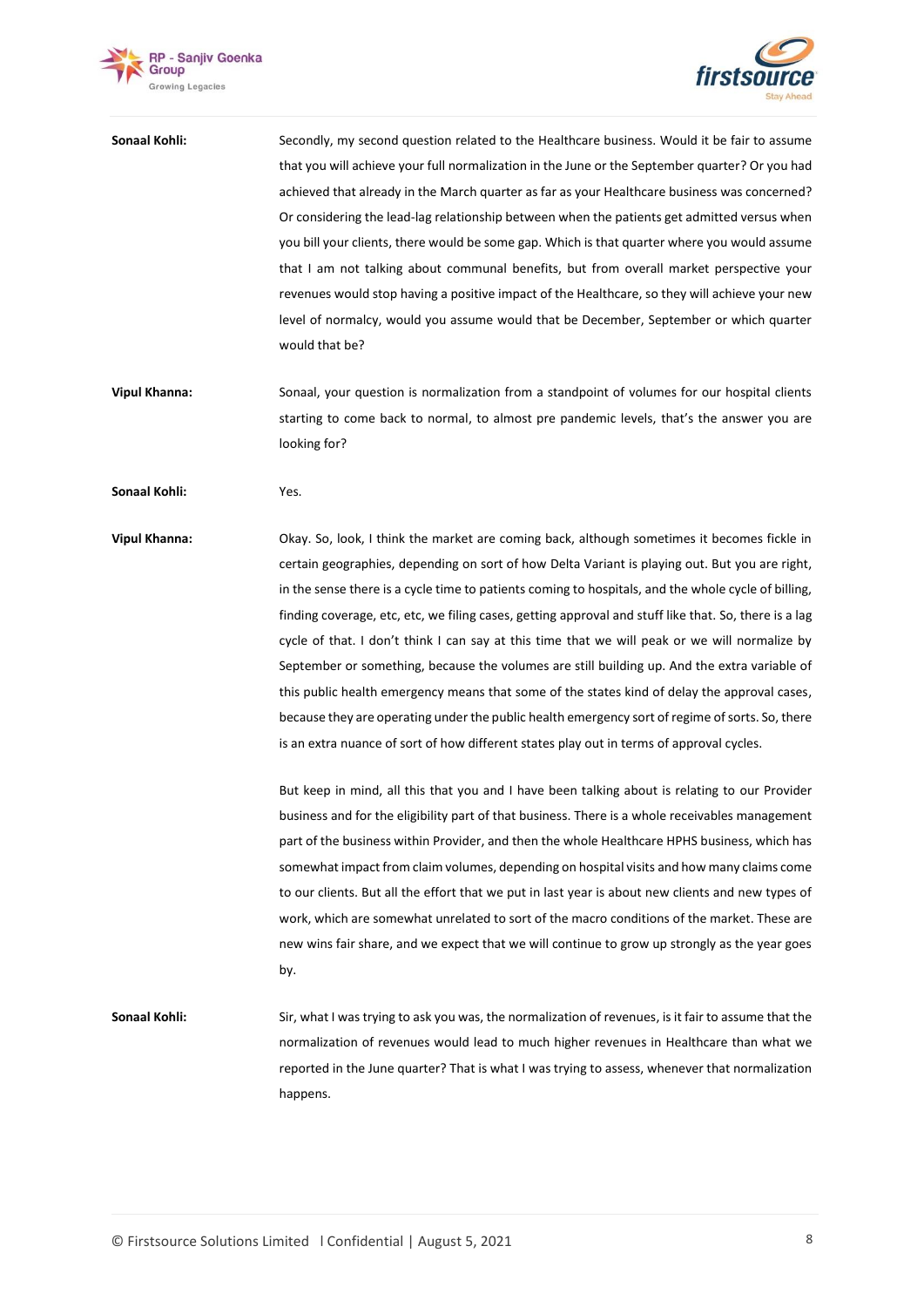**Sonaal Kohli:** Secondly, my second question related to the Healthcare business. Would it be fair to assume that you will achieve your full normalization in the June or the September quarter? Or you had achieved that already in the March quarter as far as your Healthcare business was concerned? Or considering the lead-lag relationship between when the patients get admitted versus when you bill your clients, there would be some gap. Which is that quarter where you would assume that I am not talking about communal benefits, but from overall market perspective your revenues would stop having a positive impact of the Healthcare, so they will achieve your new level of normalcy, would you assume would that be December, September or which quarter would that be?

**Vipul Khanna:** Sonaal, your question is normalization from a standpoint of volumes for our hospital clients starting to come back to normal, to almost pre pandemic levels, that's the answer you are looking for?

**Sonaal Kohli:** Yes.

**Vipul Khanna:** Okay. So, look, I think the market are coming back, although sometimes it becomes fickle in certain geographies, depending on sort of how Delta Variant is playing out. But you are right, in the sense there is a cycle time to patients coming to hospitals, and the whole cycle of billing, finding coverage, etc, etc, we filing cases, getting approval and stuff like that. So, there is a lag cycle of that. I don't think I can say at this time that we will peak or we will normalize by September or something, because the volumes are still building up. And the extra variable of this public health emergency means that some of the states kind of delay the approval cases, because they are operating under the public health emergency sort of regime of sorts. So, there is an extra nuance of sort of how different states play out in terms of approval cycles.

But keep in mind, all this that you and I have been talking about is relating to our Provider business and for the eligibility part of that business. There is a whole receivables management part of the business within Provider, and then the whole Healthcare HPHS business, which has somewhat impact from claim volumes, depending on hospital visits and how many claims come to our clients. But all the effort that we put in last year is about new clients and new types of work, which are somewhat unrelated to sort of the macro conditions of the market. These are new wins fair share, and we expect that we will continue to grow up strongly as the year goes by.

**Sonaal Kohli:** Sir, what I was trying to ask you was, the normalization of revenues, is it fair to assume that the normalization of revenues would lead to much higher revenues in Healthcare than what we reported in the June quarter? That is what I was trying to assess, whenever that normalization happens.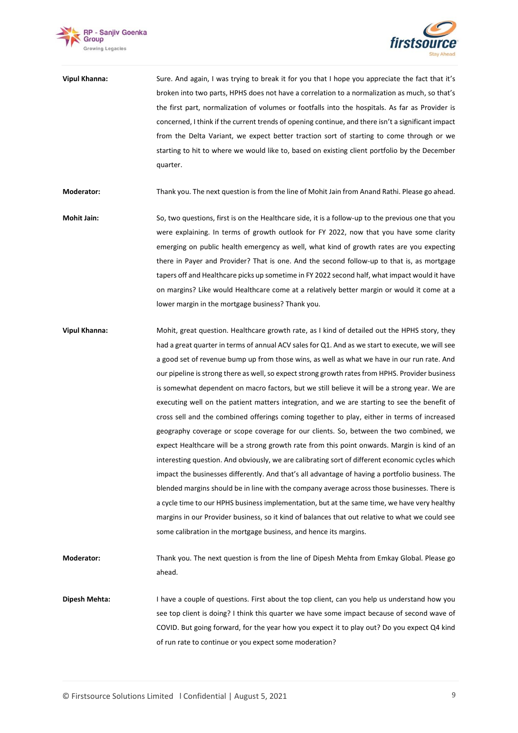**Vipul Khanna:** Sure. And again, I was trying to break it for you that I hope you appreciate the fact that it's broken into two parts, HPHS does not have a correlation to a normalization as much, so that's the first part, normalization of volumes or footfalls into the hospitals. As far as Provider is concerned, I think if the current trends of opening continue, and there isn't a significant impact from the Delta Variant, we expect better traction sort of starting to come through or we starting to hit to where we would like to, based on existing client portfolio by the December quarter.

**Moderator:** Thank you. The next question is from the line of Mohit Jain from Anand Rathi. Please go ahead.

**Mohit Jain:** So, two questions, first is on the Healthcare side, it is a follow-up to the previous one that you were explaining. In terms of growth outlook for FY 2022, now that you have some clarity emerging on public health emergency as well, what kind of growth rates are you expecting there in Payer and Provider? That is one. And the second follow-up to that is, as mortgage tapers off and Healthcare picks up sometime in FY 2022 second half, what impact would it have on margins? Like would Healthcare come at a relatively better margin or would it come at a lower margin in the mortgage business? Thank you.

**Vipul Khanna:** Mohit, great question. Healthcare growth rate, as I kind of detailed out the HPHS story, they had a great quarter in terms of annual ACV sales for Q1. And as we start to execute, we will see a good set of revenue bump up from those wins, as well as what we have in our run rate. And our pipeline is strong there as well, so expect strong growth rates from HPHS. Provider business is somewhat dependent on macro factors, but we still believe it will be a strong year. We are executing well on the patient matters integration, and we are starting to see the benefit of cross sell and the combined offerings coming together to play, either in terms of increased geography coverage or scope coverage for our clients. So, between the two combined, we expect Healthcare will be a strong growth rate from this point onwards. Margin is kind of an interesting question. And obviously, we are calibrating sort of different economic cycles which impact the businesses differently. And that's all advantage of having a portfolio business. The blended margins should be in line with the company average across those businesses. There is a cycle time to our HPHS business implementation, but at the same time, we have very healthy margins in our Provider business, so it kind of balances that out relative to what we could see some calibration in the mortgage business, and hence its margins.

**Moderator:** Thank you. The next question is from the line of Dipesh Mehta from Emkay Global. Please go ahead.

**Dipesh Mehta:** I have a couple of questions. First about the top client, can you help us understand how you see top client is doing? I think this quarter we have some impact because of second wave of COVID. But going forward, for the year how you expect it to play out? Do you expect Q4 kind of run rate to continue or you expect some moderation?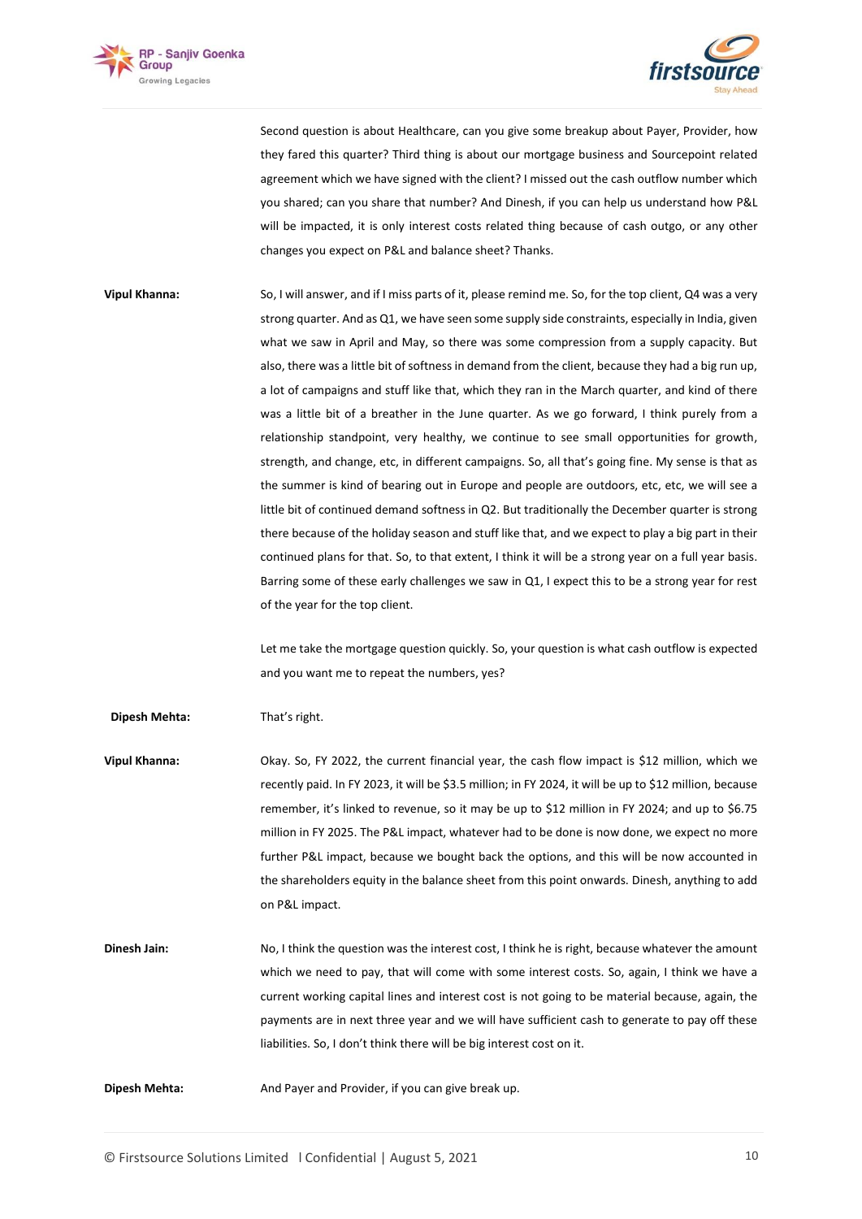Second question is about Healthcare, can you give some breakup about Payer, Provider, how they fared this quarter? Third thing is about our mortgage business and Sourcepoint related agreement which we have signed with the client? I missed out the cash outflow number which you shared; can you share that number? And Dinesh, if you can help us understand how P&L will be impacted, it is only interest costs related thing because of cash outgo, or any other changes you expect on P&L and balance sheet? Thanks.

**Vipul Khanna:** So, I will answer, and if I miss parts of it, please remind me. So, for the top client, Q4 was a very strong quarter. And as Q1, we have seen some supply side constraints, especially in India, given what we saw in April and May, so there was some compression from a supply capacity. But also, there was a little bit of softness in demand from the client, because they had a big run up, a lot of campaigns and stuff like that, which they ran in the March quarter, and kind of there was a little bit of a breather in the June quarter. As we go forward, I think purely from a relationship standpoint, very healthy, we continue to see small opportunities for growth, strength, and change, etc, in different campaigns. So, all that's going fine. My sense is that as the summer is kind of bearing out in Europe and people are outdoors, etc, etc, we will see a little bit of continued demand softness in Q2. But traditionally the December quarter is strong there because of the holiday season and stuff like that, and we expect to play a big part in their continued plans for that. So, to that extent, I think it will be a strong year on a full year basis. Barring some of these early challenges we saw in Q1, I expect this to be a strong year for rest of the year for the top client.

Let me take the mortgage question quickly. So, your question is what cash outflow is expected and you want me to repeat the numbers, yes?

**Dipesh Mehta:** That's right.

**Vipul Khanna:** Okay. So, FY 2022, the current financial year, the cash flow impact is $12 million, which we recently paid. In FY 2023, it will be $3.5 million; in FY 2024, it will be up to $12 million, because remember, it's linked to revenue, so it may be up to $12 million in FY 2024; and up to $6.75 million in FY 2025. The P&L impact, whatever had to be done is now done, we expect no more further P&L impact, because we bought back the options, and this will be now accounted in the shareholders equity in the balance sheet from this point onwards. Dinesh, anything to add on P&L impact.

**Dinesh Jain:** No, I think the question was the interest cost, I think he is right, because whatever the amount which we need to pay, that will come with some interest costs. So, again, I think we have a current working capital lines and interest cost is not going to be material because, again, the payments are in next three year and we will have sufficient cash to generate to pay off these liabilities. So, I don't think there will be big interest cost on it.

**Dipesh Mehta:** And Payer and Provider, if you can give break up.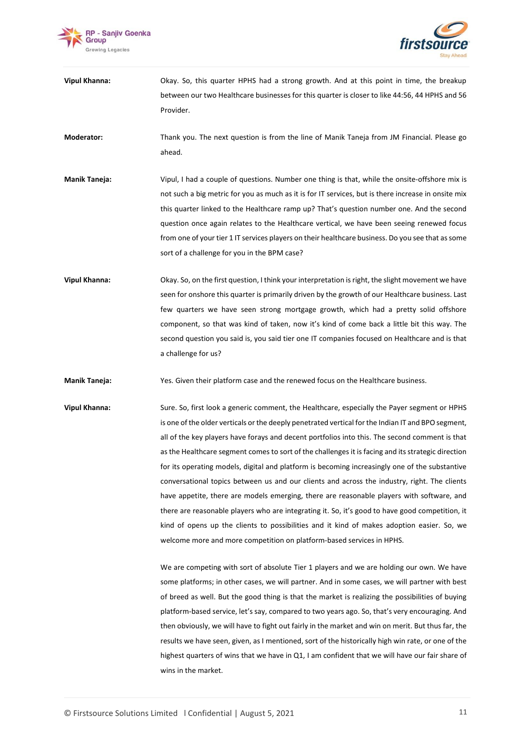**Vipul Khanna:** Okay. So, this quarter HPHS had a strong growth. And at this point in time, the breakup between our two Healthcare businesses for this quarter is closer to like 44:56, 44 HPHS and 56 Provider.

**Moderator:** Thank you. The next question is from the line of Manik Taneja from JM Financial. Please go ahead.

**Manik Taneja:** Vipul, I had a couple of questions. Number one thing is that, while the onsite-offshore mix is not such a big metric for you as much as it is for IT services, but is there increase in onsite mix this quarter linked to the Healthcare ramp up? That's question number one. And the second question once again relates to the Healthcare vertical, we have been seeing renewed focus from one of your tier 1 IT services players on their healthcare business. Do you see that as some sort of a challenge for you in the BPM case?

**Vipul Khanna:** Okay. So, on the first question, I think your interpretation is right, the slight movement we have seen for onshore this quarter is primarily driven by the growth of our Healthcare business. Last few quarters we have seen strong mortgage growth, which had a pretty solid offshore component, so that was kind of taken, now it's kind of come back a little bit this way. The second question you said is, you said tier one IT companies focused on Healthcare and is that a challenge for us?

**Manik Taneja:** Yes. Given their platform case and the renewed focus on the Healthcare business.

**Vipul Khanna:** Sure. So, first look a generic comment, the Healthcare, especially the Payer segment or HPHS is one of the older verticals or the deeply penetrated vertical for the Indian IT and BPO segment, all of the key players have forays and decent portfolios into this. The second comment is that as the Healthcare segment comes to sort of the challenges it is facing and its strategic direction for its operating models, digital and platform is becoming increasingly one of the substantive conversational topics between us and our clients and across the industry, right. The clients have appetite, there are models emerging, there are reasonable players with software, and there are reasonable players who are integrating it. So, it's good to have good competition, it kind of opens up the clients to possibilities and it kind of makes adoption easier. So, we welcome more and more competition on platform-based services in HPHS.

We are competing with sort of absolute Tier 1 players and we are holding our own. We have some platforms; in other cases, we will partner. And in some cases, we will partner with best of breed as well. But the good thing is that the market is realizing the possibilities of buying platform-based service, let's say, compared to two years ago. So, that's very encouraging. And then obviously, we will have to fight out fairly in the market and win on merit. But thus far, the results we have seen, given, as I mentioned, sort of the historically high win rate, or one of the highest quarters of wins that we have in Q1, I am confident that we will have our fair share of wins in the market.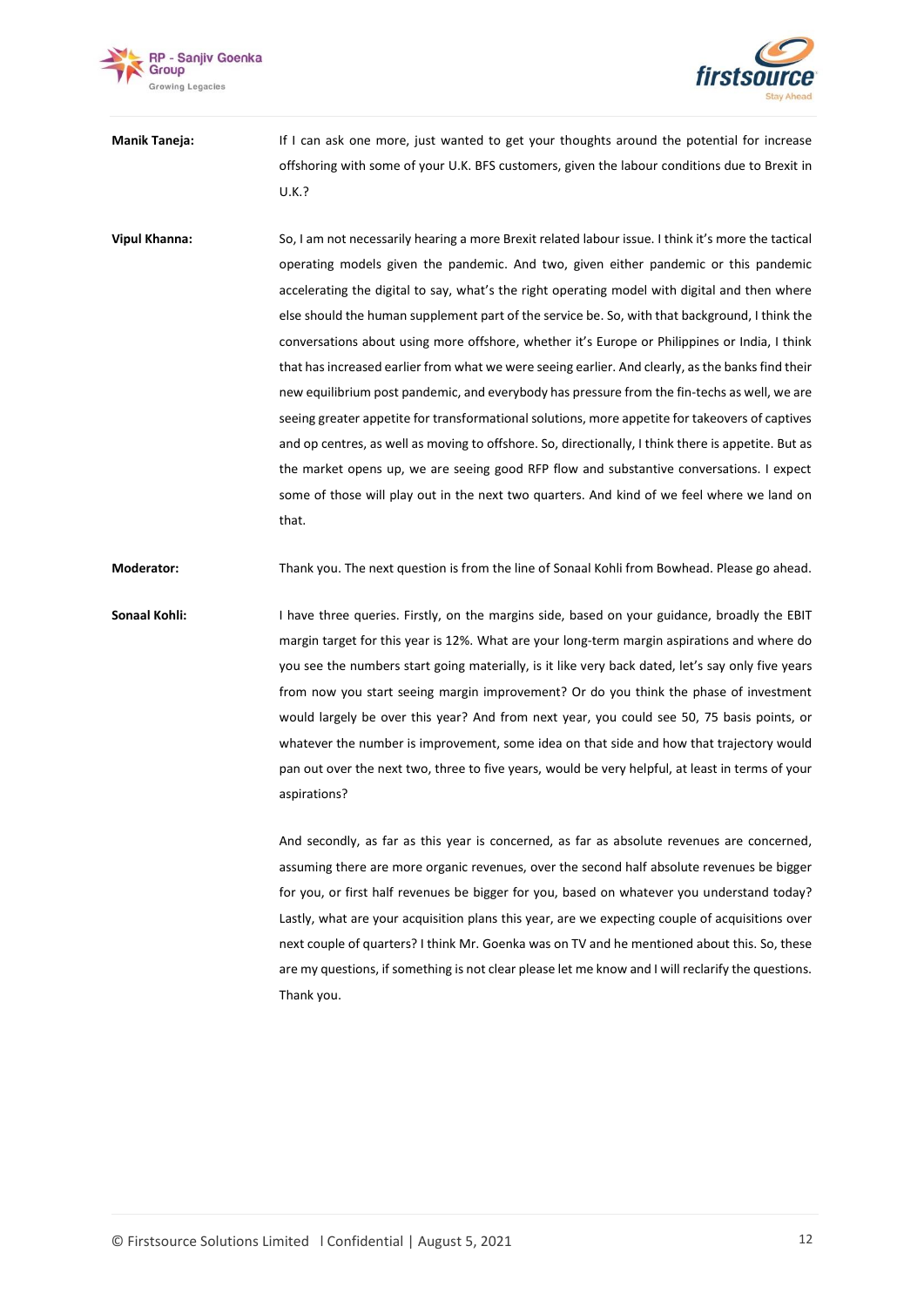**Manik Taneja:** If I can ask one more, just wanted to get your thoughts around the potential for increase offshoring with some of your U.K. BFS customers, given the labour conditions due to Brexit in U.K.?

**Vipul Khanna:** So, I am not necessarily hearing a more Brexit related labour issue. I think it's more the tactical operating models given the pandemic. And two, given either pandemic or this pandemic accelerating the digital to say, what's the right operating model with digital and then where else should the human supplement part of the service be. So, with that background, I think the conversations about using more offshore, whether it's Europe or Philippines or India, I think that has increased earlier from what we were seeing earlier. And clearly, as the banks find their new equilibrium post pandemic, and everybody has pressure from the fin-techs as well, we are seeing greater appetite for transformational solutions, more appetite for takeovers of captives and op centres, as well as moving to offshore. So, directionally, I think there is appetite. But as the market opens up, we are seeing good RFP flow and substantive conversations. I expect some of those will play out in the next two quarters. And kind of we feel where we land on that.

**Moderator:** Thank you. The next question is from the line of Sonaal Kohli from Bowhead. Please go ahead.

**Sonaal Kohli:** I have three queries. Firstly, on the margins side, based on your guidance, broadly the EBIT margin target for this year is 12%. What are your long-term margin aspirations and where do you see the numbers start going materially, is it like very back dated, let's say only five years from now you start seeing margin improvement? Or do you think the phase of investment would largely be over this year? And from next year, you could see 50, 75 basis points, or whatever the number is improvement, some idea on that side and how that trajectory would pan out over the next two, three to five years, would be very helpful, at least in terms of your aspirations?

And secondly, as far as this year is concerned, as far as absolute revenues are concerned, assuming there are more organic revenues, over the second half absolute revenues be bigger for you, or first half revenues be bigger for you, based on whatever you understand today? Lastly, what are your acquisition plans this year, are we expecting couple of acquisitions over next couple of quarters? I think Mr. Goenka was on TV and he mentioned about this. So, these are my questions, if something is not clear please let me know and I will reclarify the questions. Thank you.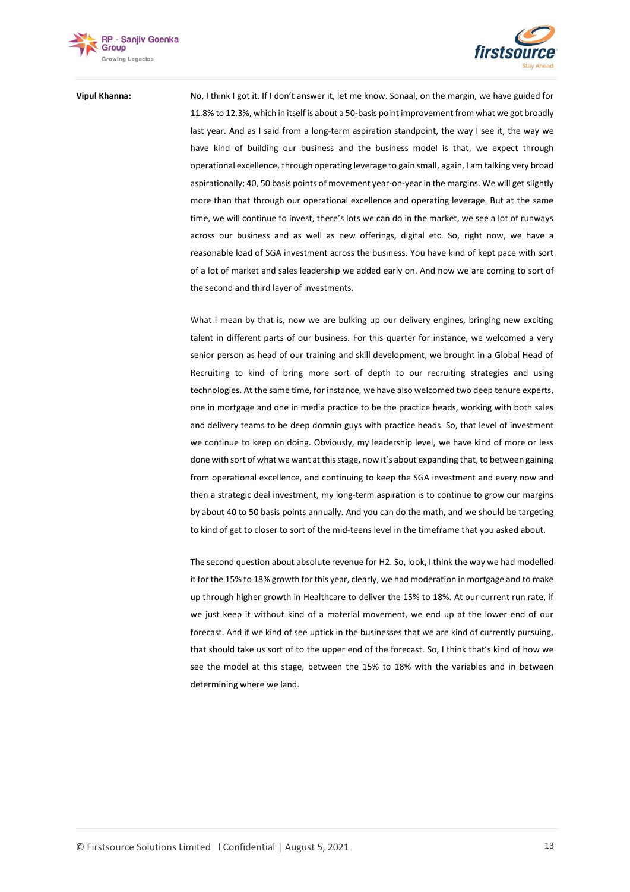**Vipul Khanna:** No, I think I got it. If I don't answer it, let me know. Sonaal, on the margin, we have guided for 11.8% to 12.3%, which in itself is about a 50-basis point improvement from what we got broadly last year. And as I said from a long-term aspiration standpoint, the way I see it, the way we have kind of building our business and the business model is that, we expect through operational excellence, through operating leverage to gain small, again, I am talking very broad aspirationally; 40, 50 basis points of movement year-on-year in the margins. We will get slightly more than that through our operational excellence and operating leverage. But at the same time, we will continue to invest, there's lots we can do in the market, we see a lot of runways across our business and as well as new offerings, digital etc. So, right now, we have a reasonable load of SGA investment across the business. You have kind of kept pace with sort of a lot of market and sales leadership we added early on. And now we are coming to sort of the second and third layer of investments.

What I mean by that is, now we are bulking up our delivery engines, bringing new exciting talent in different parts of our business. For this quarter for instance, we welcomed a very senior person as head of our training and skill development, we brought in a Global Head of Recruiting to kind of bring more sort of depth to our recruiting strategies and using technologies. At the same time, for instance, we have also welcomed two deep tenure experts, one in mortgage and one in media practice to be the practice heads, working with both sales and delivery teams to be deep domain guys with practice heads. So, that level of investment we continue to keep on doing. Obviously, my leadership level, we have kind of more or less done with sort of what we want at this stage, now it's about expanding that, to between gaining from operational excellence, and continuing to keep the SGA investment and every now and then a strategic deal investment, my long-term aspiration is to continue to grow our margins by about 40 to 50 basis points annually. And you can do the math, and we should be targeting to kind of get to closer to sort of the mid-teens level in the timeframe that you asked about.

The second question about absolute revenue for H2. So, look, I think the way we had modelled it for the 15% to 18% growth for this year, clearly, we had moderation in mortgage and to make up through higher growth in Healthcare to deliver the 15% to 18%. At our current run rate, if we just keep it without kind of a material movement, we end up at the lower end of our forecast. And if we kind of see uptick in the businesses that we are kind of currently pursuing, that should take us sort of to the upper end of the forecast. So, I think that's kind of how we see the model at this stage, between the 15% to 18% with the variables and in between determining where we land.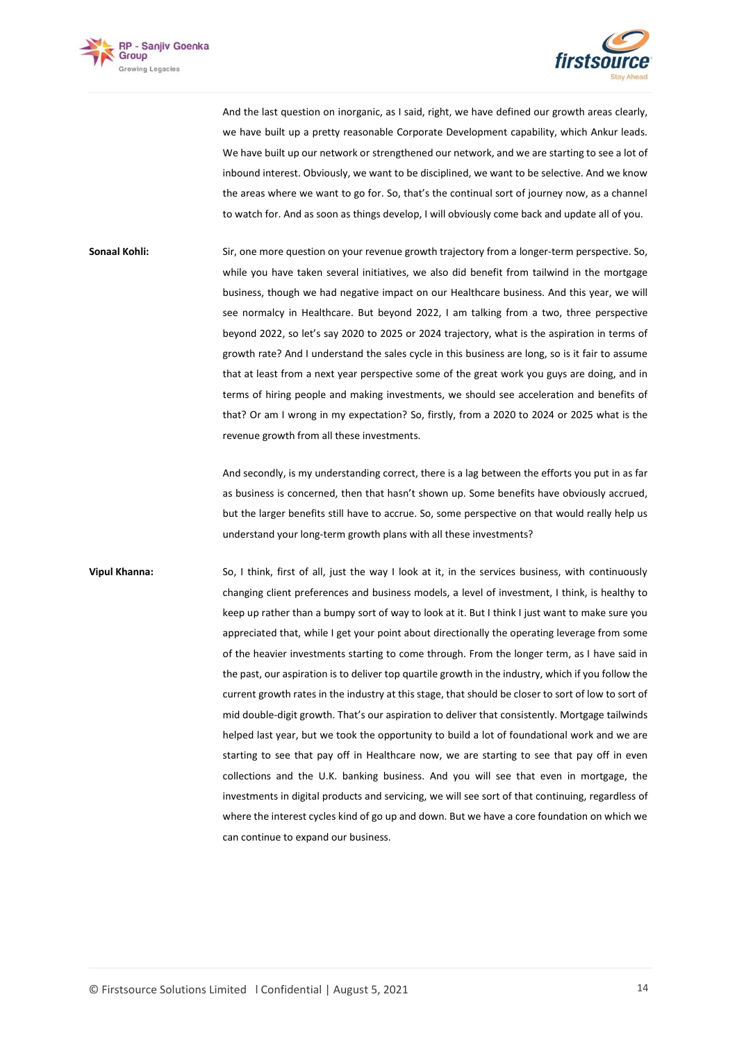And the last question on inorganic, as I said, right, we have defined our growth areas clearly, we have built up a pretty reasonable Corporate Development capability, which Ankur leads. We have built up our network or strengthened our network, and we are starting to see a lot of inbound interest. Obviously, we want to be disciplined, we want to be selective. And we know the areas where we want to go for. So, that's the continual sort of journey now, as a channel to watch for. And as soon as things develop, I will obviously come back and update all of you.

**Sonaal Kohli:** Sir, one more question on your revenue growth trajectory from a longer-term perspective. So, while you have taken several initiatives, we also did benefit from tailwind in the mortgage business, though we had negative impact on our Healthcare business. And this year, we will see normalcy in Healthcare. But beyond 2022, I am talking from a two, three perspective beyond 2022, so let's say 2020 to 2025 or 2024 trajectory, what is the aspiration in terms of growth rate? And I understand the sales cycle in this business are long, so is it fair to assume that at least from a next year perspective some of the great work you guys are doing, and in terms of hiring people and making investments, we should see acceleration and benefits of that? Or am I wrong in my expectation? So, firstly, from a 2020 to 2024 or 2025 what is the revenue growth from all these investments.

And secondly, is my understanding correct, there is a lag between the efforts you put in as far as business is concerned, then that hasn't shown up. Some benefits have obviously accrued, but the larger benefits still have to accrue. So, some perspective on that would really help us understand your long-term growth plans with all these investments?

**Vipul Khanna:** So, I think, first of all, just the way I look at it, in the services business, with continuously changing client preferences and business models, a level of investment, I think, is healthy to keep up rather than a bumpy sort of way to look at it. But I think I just want to make sure you appreciated that, while I get your point about directionally the operating leverage from some of the heavier investments starting to come through. From the longer term, as I have said in the past, our aspiration is to deliver top quartile growth in the industry, which if you follow the current growth rates in the industry at this stage, that should be closer to sort of low to sort of mid double-digit growth. That's our aspiration to deliver that consistently. Mortgage tailwinds helped last year, but we took the opportunity to build a lot of foundational work and we are starting to see that pay off in Healthcare now, we are starting to see that pay off in even collections and the U.K. banking business. And you will see that even in mortgage, the investments in digital products and servicing, we will see sort of that continuing, regardless of where the interest cycles kind of go up and down. But we have a core foundation on which we can continue to expand our business.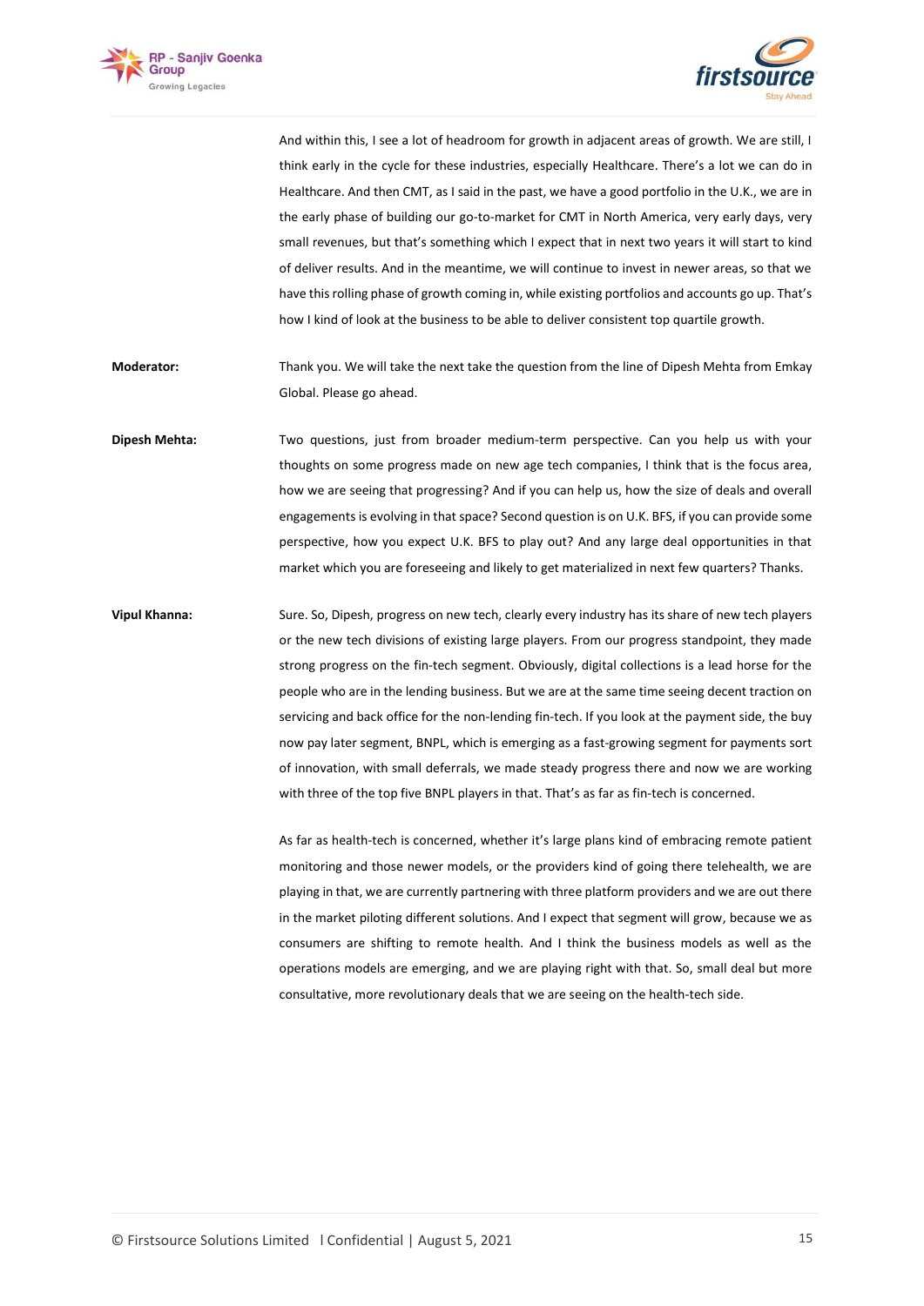And within this, I see a lot of headroom for growth in adjacent areas of growth. We are still, I think early in the cycle for these industries, especially Healthcare. There's a lot we can do in Healthcare. And then CMT, as I said in the past, we have a good portfolio in the U.K., we are in the early phase of building our go-to-market for CMT in North America, very early days, very small revenues, but that's something which I expect that in next two years it will start to kind of deliver results. And in the meantime, we will continue to invest in newer areas, so that we have this rolling phase of growth coming in, while existing portfolios and accounts go up. That's how I kind of look at the business to be able to deliver consistent top quartile growth.

**Moderator:** Thank you. We will take the next take the question from the line of Dipesh Mehta from Emkay Global. Please go ahead.

**Dipesh Mehta:** Two questions, just from broader medium-term perspective. Can you help us with your thoughts on some progress made on new age tech companies, I think that is the focus area, how we are seeing that progressing? And if you can help us, how the size of deals and overall engagements is evolving in that space? Second question is on U.K. BFS, if you can provide some perspective, how you expect U.K. BFS to play out? And any large deal opportunities in that market which you are foreseeing and likely to get materialized in next few quarters? Thanks.

**Vipul Khanna:** Sure. So, Dipesh, progress on new tech, clearly every industry has its share of new tech players or the new tech divisions of existing large players. From our progress standpoint, they made strong progress on the fin-tech segment. Obviously, digital collections is a lead horse for the people who are in the lending business. But we are at the same time seeing decent traction on servicing and back office for the non-lending fin-tech. If you look at the payment side, the buy now pay later segment, BNPL, which is emerging as a fast-growing segment for payments sort of innovation, with small deferrals, we made steady progress there and now we are working with three of the top five BNPL players in that. That's as far as fin-tech is concerned.

As far as health-tech is concerned, whether it's large plans kind of embracing remote patient monitoring and those newer models, or the providers kind of going there telehealth, we are playing in that, we are currently partnering with three platform providers and we are out there in the market piloting different solutions. And I expect that segment will grow, because we as consumers are shifting to remote health. And I think the business models as well as the operations models are emerging, and we are playing right with that. So, small deal but more consultative, more revolutionary deals that we are seeing on the health-tech side.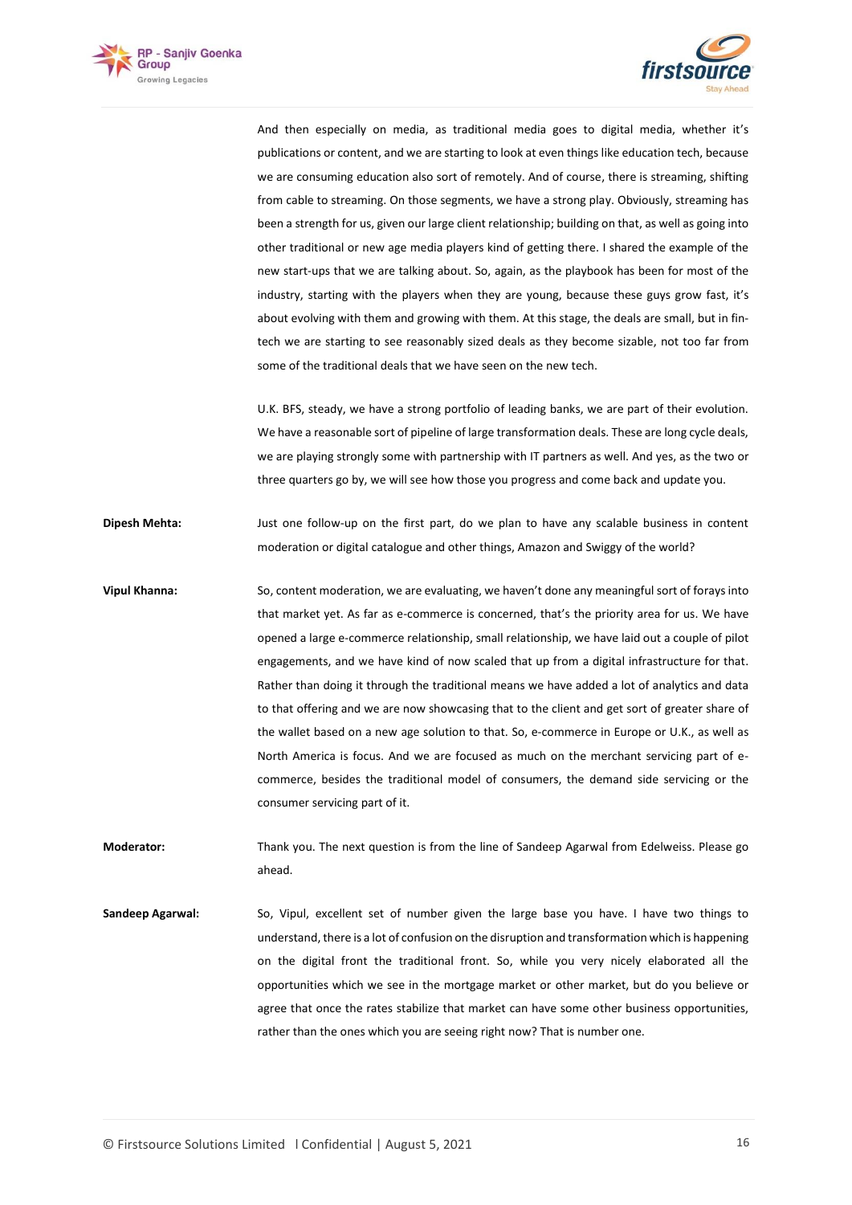And then especially on media, as traditional media goes to digital media, whether it's publications or content, and we are starting to look at even things like education tech, because we are consuming education also sort of remotely. And of course, there is streaming, shifting from cable to streaming. On those segments, we have a strong play. Obviously, streaming has been a strength for us, given our large client relationship; building on that, as well as going into other traditional or new age media players kind of getting there. I shared the example of the new start-ups that we are talking about. So, again, as the playbook has been for most of the industry, starting with the players when they are young, because these guys grow fast, it's about evolving with them and growing with them. At this stage, the deals are small, but in fin-tech we are starting to see reasonably sized deals as they become sizable, not too far from some of the traditional deals that we have seen on the new tech.

U.K. BFS, steady, we have a strong portfolio of leading banks, we are part of their evolution. We have a reasonable sort of pipeline of large transformation deals. These are long cycle deals, we are playing strongly some with partnership with IT partners as well. And yes, as the two or three quarters go by, we will see how those you progress and come back and update you.

**Dipesh Mehta:** Just one follow-up on the first part, do we plan to have any scalable business in content moderation or digital catalogue and other things, Amazon and Swiggy of the world?

**Vipul Khanna:** So, content moderation, we are evaluating, we haven't done any meaningful sort of forays into that market yet. As far as e-commerce is concerned, that's the priority area for us. We have opened a large e-commerce relationship, small relationship, we have laid out a couple of pilot engagements, and we have kind of now scaled that up from a digital infrastructure for that. Rather than doing it through the traditional means we have added a lot of analytics and data to that offering and we are now showcasing that to the client and get sort of greater share of the wallet based on a new age solution to that. So, e-commerce in Europe or U.K., as well as North America is focus. And we are focused as much on the merchant servicing part of e-commerce, besides the traditional model of consumers, the demand side servicing or the consumer servicing part of it.

**Moderator:** Thank you. The next question is from the line of Sandeep Agarwal from Edelweiss. Please go ahead.

**Sandeep Agarwal:** So, Vipul, excellent set of number given the large base you have. I have two things to understand, there is a lot of confusion on the disruption and transformation which is happening on the digital front the traditional front. So, while you very nicely elaborated all the opportunities which we see in the mortgage market or other market, but do you believe or agree that once the rates stabilize that market can have some other business opportunities, rather than the ones which you are seeing right now? That is number one.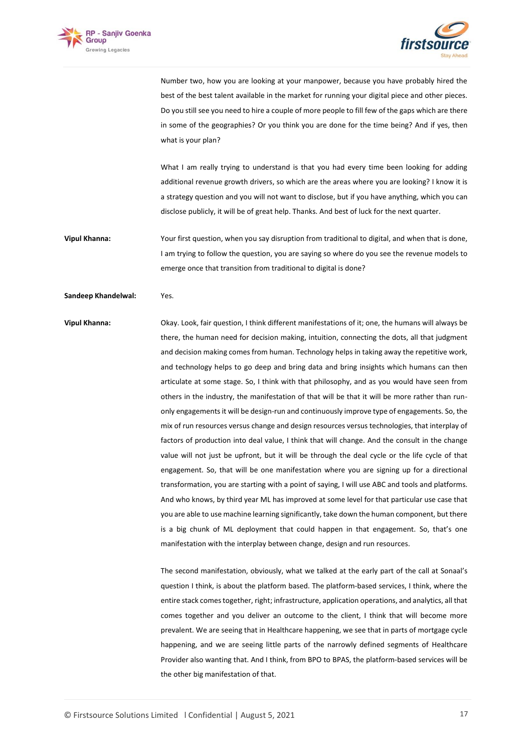Number two, how you are looking at your manpower, because you have probably hired the best of the best talent available in the market for running your digital piece and other pieces. Do you still see you need to hire a couple of more people to fill few of the gaps which are there in some of the geographies? Or you think you are done for the time being? And if yes, then what is your plan?

What I am really trying to understand is that you had every time been looking for adding additional revenue growth drivers, so which are the areas where you are looking? I know it is a strategy question and you will not want to disclose, but if you have anything, which you can disclose publicly, it will be of great help. Thanks. And best of luck for the next quarter.

**Vipul Khanna:** Your first question, when you say disruption from traditional to digital, and when that is done, I am trying to follow the question, you are saying so where do you see the revenue models to emerge once that transition from traditional to digital is done?

**Sandeep Khandelwal:** Yes.

**Vipul Khanna:** Okay. Look, fair question, I think different manifestations of it; one, the humans will always be there, the human need for decision making, intuition, connecting the dots, all that judgment and decision making comes from human. Technology helps in taking away the repetitive work, and technology helps to go deep and bring data and bring insights which humans can then articulate at some stage. So, I think with that philosophy, and as you would have seen from others in the industry, the manifestation of that will be that it will be more rather than run-only engagements it will be design-run and continuously improve type of engagements. So, the mix of run resources versus change and design resources versus technologies, that interplay of factors of production into deal value, I think that will change. And the consult in the change value will not just be upfront, but it will be through the deal cycle or the life cycle of that engagement. So, that will be one manifestation where you are signing up for a directional transformation, you are starting with a point of saying, I will use ABC and tools and platforms. And who knows, by third year ML has improved at some level for that particular use case that you are able to use machine learning significantly, take down the human component, but there is a big chunk of ML deployment that could happen in that engagement. So, that's one manifestation with the interplay between change, design and run resources.

The second manifestation, obviously, what we talked at the early part of the call at Sonaal's question I think, is about the platform based. The platform-based services, I think, where the entire stack comes together, right; infrastructure, application operations, and analytics, all that comes together and you deliver an outcome to the client, I think that will become more prevalent. We are seeing that in Healthcare happening, we see that in parts of mortgage cycle happening, and we are seeing little parts of the narrowly defined segments of Healthcare Provider also wanting that. And I think, from BPO to BPAS, the platform-based services will be the other big manifestation of that.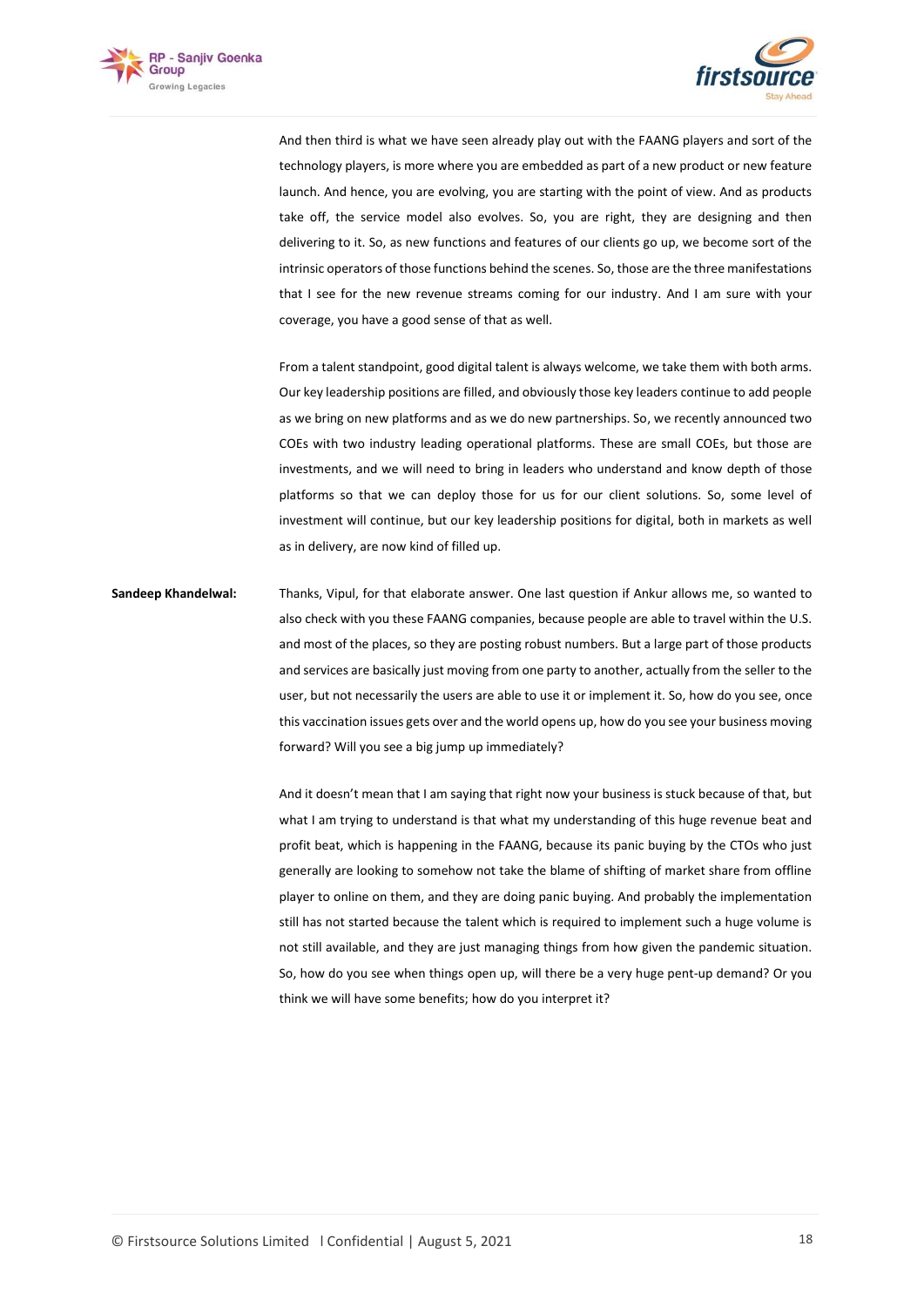And then third is what we have seen already play out with the FAANG players and sort of the technology players, is more where you are embedded as part of a new product or new feature launch. And hence, you are evolving, you are starting with the point of view. And as products take off, the service model also evolves. So, you are right, they are designing and then delivering to it. So, as new functions and features of our clients go up, we become sort of the intrinsic operators of those functions behind the scenes. So, those are the three manifestations that I see for the new revenue streams coming for our industry. And I am sure with your coverage, you have a good sense of that as well.

From a talent standpoint, good digital talent is always welcome, we take them with both arms. Our key leadership positions are filled, and obviously those key leaders continue to add people as we bring on new platforms and as we do new partnerships. So, we recently announced two COEs with two industry leading operational platforms. These are small COEs, but those are investments, and we will need to bring in leaders who understand and know depth of those platforms so that we can deploy those for us for our client solutions. So, some level of investment will continue, but our key leadership positions for digital, both in markets as well as in delivery, are now kind of filled up.

**Sandeep Khandelwal:** Thanks, Vipul, for that elaborate answer. One last question if Ankur allows me, so wanted to also check with you these FAANG companies, because people are able to travel within the U.S. and most of the places, so they are posting robust numbers. But a large part of those products and services are basically just moving from one party to another, actually from the seller to the user, but not necessarily the users are able to use it or implement it. So, how do you see, once this vaccination issues gets over and the world opens up, how do you see your business moving forward? Will you see a big jump up immediately?

And it doesn't mean that I am saying that right now your business is stuck because of that, but what I am trying to understand is that what my understanding of this huge revenue beat and profit beat, which is happening in the FAANG, because its panic buying by the CTOs who just generally are looking to somehow not take the blame of shifting of market share from offline player to online on them, and they are doing panic buying. And probably the implementation still has not started because the talent which is required to implement such a huge volume is not still available, and they are just managing things from how given the pandemic situation. So, how do you see when things open up, will there be a very huge pent-up demand? Or you think we will have some benefits; how do you interpret it?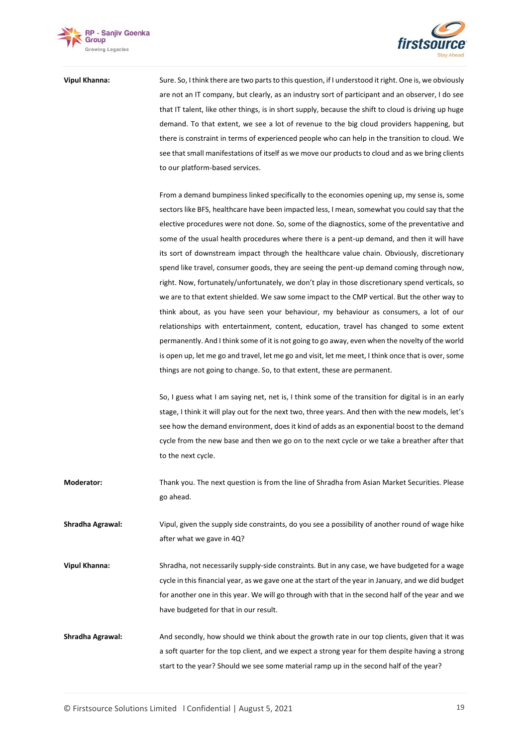**Vipul Khanna:** Sure. So, I think there are two parts to this question, if I understood it right. One is, we obviously are not an IT company, but clearly, as an industry sort of participant and an observer, I do see that IT talent, like other things, is in short supply, because the shift to cloud is driving up huge demand. To that extent, we see a lot of revenue to the big cloud providers happening, but there is constraint in terms of experienced people who can help in the transition to cloud. We see that small manifestations of itself as we move our products to cloud and as we bring clients to our platform-based services.

From a demand bumpiness linked specifically to the economies opening up, my sense is, some sectors like BFS, healthcare have been impacted less, I mean, somewhat you could say that the elective procedures were not done. So, some of the diagnostics, some of the preventative and some of the usual health procedures where there is a pent-up demand, and then it will have its sort of downstream impact through the healthcare value chain. Obviously, discretionary spend like travel, consumer goods, they are seeing the pent-up demand coming through now, right. Now, fortunately/unfortunately, we don't play in those discretionary spend verticals, so we are to that extent shielded. We saw some impact to the CMP vertical. But the other way to think about, as you have seen your behaviour, my behaviour as consumers, a lot of our relationships with entertainment, content, education, travel has changed to some extent permanently. And I think some of it is not going to go away, even when the novelty of the world is open up, let me go and travel, let me go and visit, let me meet, I think once that is over, some things are not going to change. So, to that extent, these are permanent.

So, I guess what I am saying net, net is, I think some of the transition for digital is in an early stage, I think it will play out for the next two, three years. And then with the new models, let's see how the demand environment, does it kind of adds as an exponential boost to the demand cycle from the new base and then we go on to the next cycle or we take a breather after that to the next cycle.

**Moderator:** Thank you. The next question is from the line of Shradha from Asian Market Securities. Please go ahead.

**Shradha Agrawal:** Vipul, given the supply side constraints, do you see a possibility of another round of wage hike after what we gave in 4Q?

**Vipul Khanna:** Shradha, not necessarily supply-side constraints. But in any case, we have budgeted for a wage cycle in this financial year, as we gave one at the start of the year in January, and we did budget for another one in this year. We will go through with that in the second half of the year and we have budgeted for that in our result.

**Shradha Agrawal:** And secondly, how should we think about the growth rate in our top clients, given that it was a soft quarter for the top client, and we expect a strong year for them despite having a strong start to the year? Should we see some material ramp up in the second half of the year?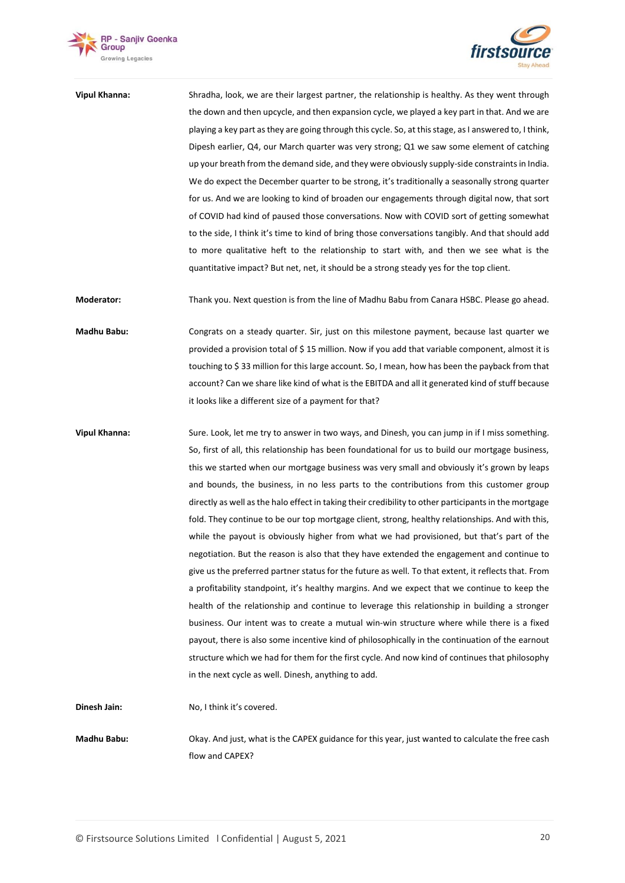**Vipul Khanna:** Shradha, look, we are their largest partner, the relationship is healthy. As they went through the down and then upcycle, and then expansion cycle, we played a key part in that. And we are playing a key part as they are going through this cycle. So, at this stage, as I answered to, I think, Dipesh earlier, Q4, our March quarter was very strong; Q1 we saw some element of catching up your breath from the demand side, and they were obviously supply-side constraints in India. We do expect the December quarter to be strong, it's traditionally a seasonally strong quarter for us. And we are looking to kind of broaden our engagements through digital now, that sort of COVID had kind of paused those conversations. Now with COVID sort of getting somewhat to the side, I think it's time to kind of bring those conversations tangibly. And that should add to more qualitative heft to the relationship to start with, and then we see what is the quantitative impact? But net, net, it should be a strong steady yes for the top client.

**Moderator:** Thank you. Next question is from the line of Madhu Babu from Canara HSBC. Please go ahead.

**Madhu Babu:** Congrats on a steady quarter. Sir, just on this milestone payment, because last quarter we provided a provision total of $ 15 million. Now if you add that variable component, almost it is touching to $ 33 million for this large account. So, I mean, how has been the payback from that account? Can we share like kind of what is the EBITDA and all it generated kind of stuff because it looks like a different size of a payment for that?

**Vipul Khanna:** Sure. Look, let me try to answer in two ways, and Dinesh, you can jump in if I miss something. So, first of all, this relationship has been foundational for us to build our mortgage business, this we started when our mortgage business was very small and obviously it's grown by leaps and bounds, the business, in no less parts to the contributions from this customer group directly as well as the halo effect in taking their credibility to other participants in the mortgage fold. They continue to be our top mortgage client, strong, healthy relationships. And with this, while the payout is obviously higher from what we had provisioned, but that's part of the negotiation. But the reason is also that they have extended the engagement and continue to give us the preferred partner status for the future as well. To that extent, it reflects that. From a profitability standpoint, it's healthy margins. And we expect that we continue to keep the health of the relationship and continue to leverage this relationship in building a stronger business. Our intent was to create a mutual win-win structure where while there is a fixed payout, there is also some incentive kind of philosophically in the continuation of the earnout structure which we had for them for the first cycle. And now kind of continues that philosophy in the next cycle as well. Dinesh, anything to add.

**Dinesh Jain:** No, I think it's covered.

**Madhu Babu:** Okay. And just, what is the CAPEX guidance for this year, just wanted to calculate the free cash flow and CAPEX?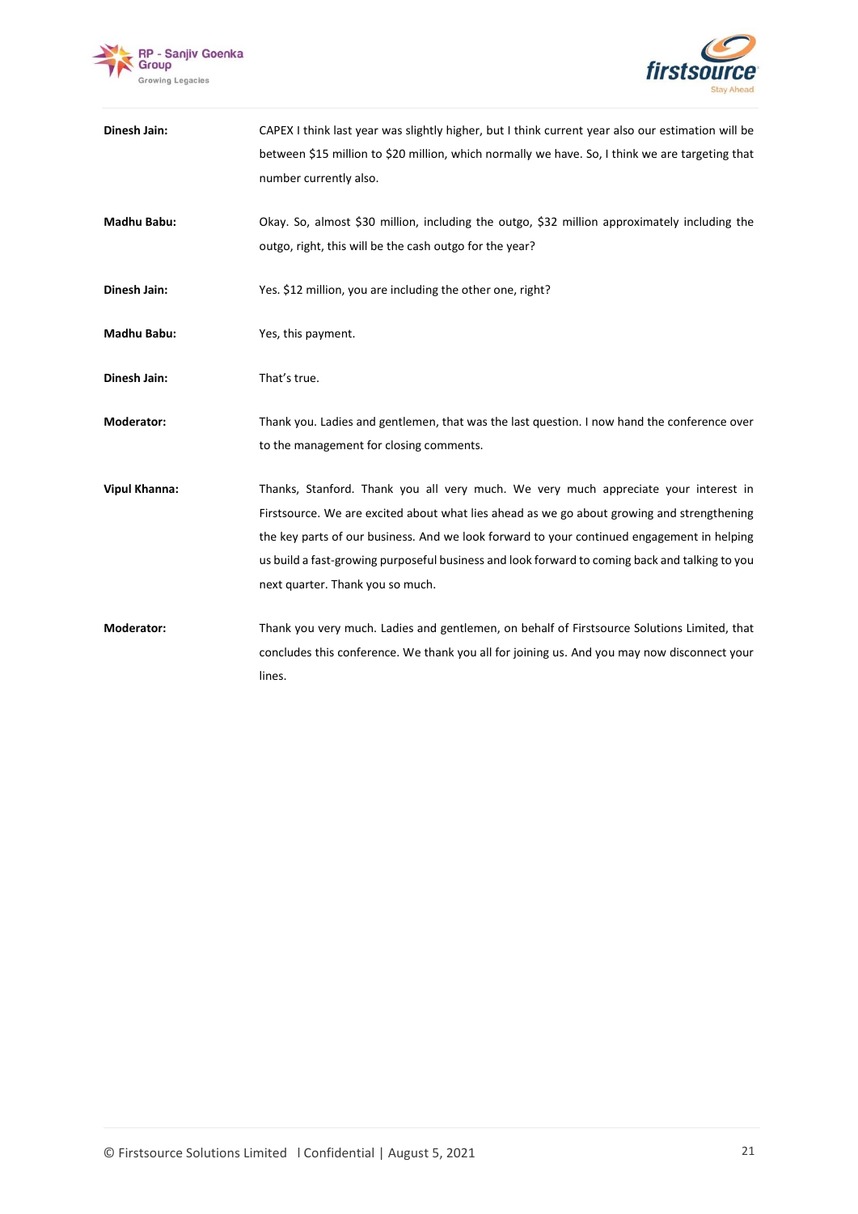**Dinesh Jain:** CAPEX I think last year was slightly higher, but I think current year also our estimation will be between $15 million to $20 million, which normally we have. So, I think we are targeting that number currently also.

**Madhu Babu:** Okay. So, almost $30 million, including the outgo, $32 million approximately including the outgo, right, this will be the cash outgo for the year?

**Dinesh Jain:** Yes. $12 million, you are including the other one, right?

**Madhu Babu:** Yes, this payment.

**Dinesh Jain:** That's true.

**Moderator:** Thank you. Ladies and gentlemen, that was the last question. I now hand the conference over to the management for closing comments.

**Vipul Khanna:** Thanks, Stanford. Thank you all very much. We very much appreciate your interest in Firstsource. We are excited about what lies ahead as we go about growing and strengthening the key parts of our business. And we look forward to your continued engagement in helping us build a fast-growing purposeful business and look forward to coming back and talking to you next quarter. Thank you so much.

**Moderator:** Thank you very much. Ladies and gentlemen, on behalf of Firstsource Solutions Limited, that concludes this conference. We thank you all for joining us. And you may now disconnect your lines.